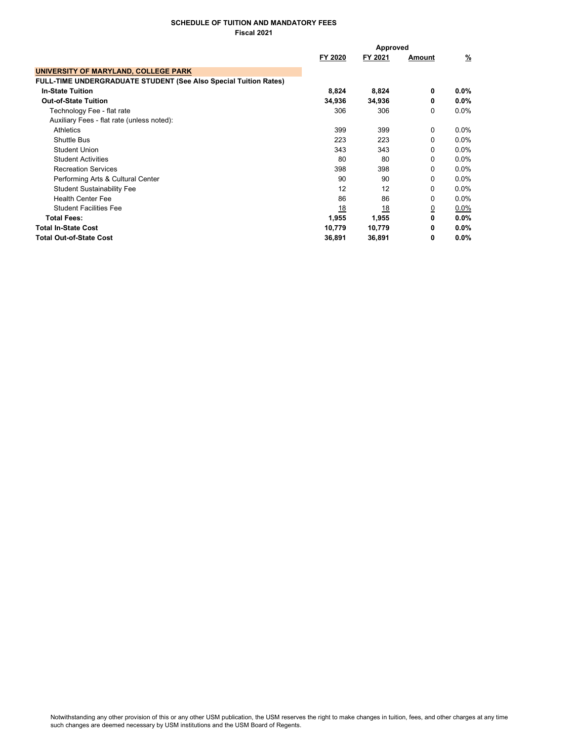**SCHEDULE OF TUITION AND MANDATORY FEES**
**Fiscal 2021**

| | | | Approved | |
|---|---|---|---|---|
| | FY 2020 | FY 2021 | Amount | % |
| **UNIVERSITY OF MARYLAND, COLLEGE PARK** | | | | |
| **FULL-TIME UNDERGRADUATE STUDENT (See Also Special Tuition Rates)** | | | | |
| **In-State Tuition** | **8,824** | **8,824** | **0** | **0.0%** |
| **Out-of-State Tuition** | **34,936** | **34,936** | **0** | **0.0%** |
| Technology Fee - flat rate | 306 | 306 | 0 | 0.0% |
| Auxiliary Fees - flat rate (unless noted): | | | | |
| Athletics | 399 | 399 | 0 | 0.0% |
| Shuttle Bus | 223 | 223 | 0 | 0.0% |
| Student Union | 343 | 343 | 0 | 0.0% |
| Student Activities | 80 | 80 | 0 | 0.0% |
| Recreation Services | 398 | 398 | 0 | 0.0% |
| Performing Arts & Cultural Center | 90 | 90 | 0 | 0.0% |
| Student Sustainability Fee | 12 | 12 | 0 | 0.0% |
| Health Center Fee | 86 | 86 | 0 | 0.0% |
| Student Facilities Fee | 18 | 18 | 0 | 0.0% |
| **Total Fees:** | **1,955** | **1,955** | **0** | **0.0%** |
| **Total In-State Cost** | **10,779** | **10,779** | **0** | **0.0%** |
| **Total Out-of-State Cost** | **36,891** | **36,891** | **0** | **0.0%** |

Notwithstanding any other provision of this or any other USM publication, the USM reserves the right to make changes in tuition, fees, and other charges at any time such changes are deemed necessary by USM institutions and the USM Board of Regents.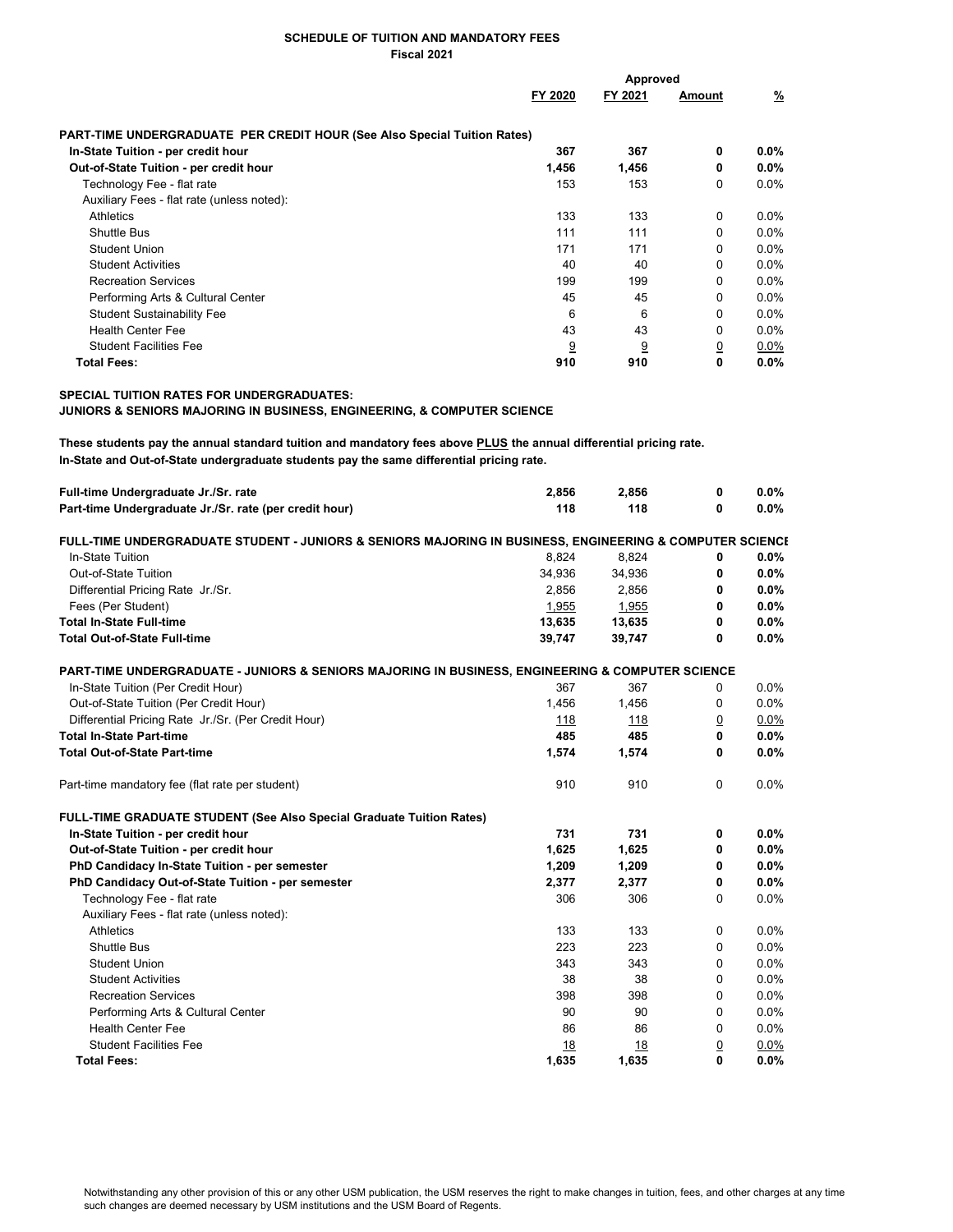**SCHEDULE OF TUITION AND MANDATORY FEES**
**Fiscal 2021**

| | FY 2020 | FY 2021 | Approved Amount | % |
|---|---|---|---|---|
| **PART-TIME UNDERGRADUATE PER CREDIT HOUR (See Also Special Tuition Rates)** | | | | |
| **In-State Tuition - per credit hour** | **367** | **367** | **0** | **0.0%** |
| **Out-of-State Tuition - per credit hour** | **1,456** | **1,456** | **0** | **0.0%** |
| Technology Fee - flat rate | 153 | 153 | 0 | 0.0% |
| Auxiliary Fees - flat rate (unless noted): | | | | |
| Athletics | 133 | 133 | 0 | 0.0% |
| Shuttle Bus | 111 | 111 | 0 | 0.0% |
| Student Union | 171 | 171 | 0 | 0.0% |
| Student Activities | 40 | 40 | 0 | 0.0% |
| Recreation Services | 199 | 199 | 0 | 0.0% |
| Performing Arts & Cultural Center | 45 | 45 | 0 | 0.0% |
| Student Sustainability Fee | 6 | 6 | 0 | 0.0% |
| Health Center Fee | 43 | 43 | 0 | 0.0% |
| Student Facilities Fee | 9 | 9 | 0 | 0.0% |
| **Total Fees:** | **910** | **910** | **0** | **0.0%** |

**SPECIAL TUITION RATES FOR UNDERGRADUATES:**
**JUNIORS & SENIORS MAJORING IN BUSINESS, ENGINEERING, & COMPUTER SCIENCE**

**These students pay the annual standard tuition and mandatory fees above PLUS the annual differential pricing rate.**
**In-State and Out-of-State undergraduate students pay the same differential pricing rate.**

| | FY 2020 | FY 2021 | Approved Amount | % |
|---|---|---|---|---|
| **Full-time Undergraduate Jr./Sr. rate** | **2,856** | **2,856** | **0** | **0.0%** |
| **Part-time Undergraduate Jr./Sr. rate (per credit hour)** | **118** | **118** | **0** | **0.0%** |
| **FULL-TIME UNDERGRADUATE STUDENT - JUNIORS & SENIORS MAJORING IN BUSINESS, ENGINEERING & COMPUTER SCIENCE** | | | | |
| In-State Tuition | 8,824 | 8,824 | **0** | **0.0%** |
| Out-of-State Tuition | 34,936 | 34,936 | **0** | **0.0%** |
| Differential Pricing Rate Jr./Sr. | 2,856 | 2,856 | **0** | **0.0%** |
| Fees (Per Student) | 1,955 | 1,955 | **0** | **0.0%** |
| **Total In-State Full-time** | **13,635** | **13,635** | **0** | **0.0%** |
| **Total Out-of-State Full-time** | **39,747** | **39,747** | **0** | **0.0%** |
| **PART-TIME UNDERGRADUATE - JUNIORS & SENIORS MAJORING IN BUSINESS, ENGINEERING & COMPUTER SCIENCE** | | | | |
| In-State Tuition (Per Credit Hour) | 367 | 367 | 0 | 0.0% |
| Out-of-State Tuition (Per Credit Hour) | 1,456 | 1,456 | 0 | 0.0% |
| Differential Pricing Rate Jr./Sr. (Per Credit Hour) | 118 | 118 | 0 | 0.0% |
| **Total In-State Part-time** | **485** | **485** | **0** | **0.0%** |
| **Total Out-of-State Part-time** | **1,574** | **1,574** | **0** | **0.0%** |
| Part-time mandatory fee (flat rate per student) | 910 | 910 | 0 | 0.0% |
| **FULL-TIME GRADUATE STUDENT (See Also Special Graduate Tuition Rates)** | | | | |
| **In-State Tuition - per credit hour** | **731** | **731** | **0** | **0.0%** |
| **Out-of-State Tuition - per credit hour** | **1,625** | **1,625** | **0** | **0.0%** |
| **PhD Candidacy In-State Tuition - per semester** | **1,209** | **1,209** | **0** | **0.0%** |
| **PhD Candidacy Out-of-State Tuition - per semester** | **2,377** | **2,377** | **0** | **0.0%** |
| Technology Fee - flat rate | 306 | 306 | 0 | 0.0% |
| Auxiliary Fees - flat rate (unless noted): | | | | |
| Athletics | 133 | 133 | 0 | 0.0% |
| Shuttle Bus | 223 | 223 | 0 | 0.0% |
| Student Union | 343 | 343 | 0 | 0.0% |
| Student Activities | 38 | 38 | 0 | 0.0% |
| Recreation Services | 398 | 398 | 0 | 0.0% |
| Performing Arts & Cultural Center | 90 | 90 | 0 | 0.0% |
| Health Center Fee | 86 | 86 | 0 | 0.0% |
| Student Facilities Fee | 18 | 18 | 0 | 0.0% |
| **Total Fees:** | **1,635** | **1,635** | **0** | **0.0%** |

Notwithstanding any other provision of this or any other USM publication, the USM reserves the right to make changes in tuition, fees, and other charges at any time such changes are deemed necessary by USM institutions and the USM Board of Regents.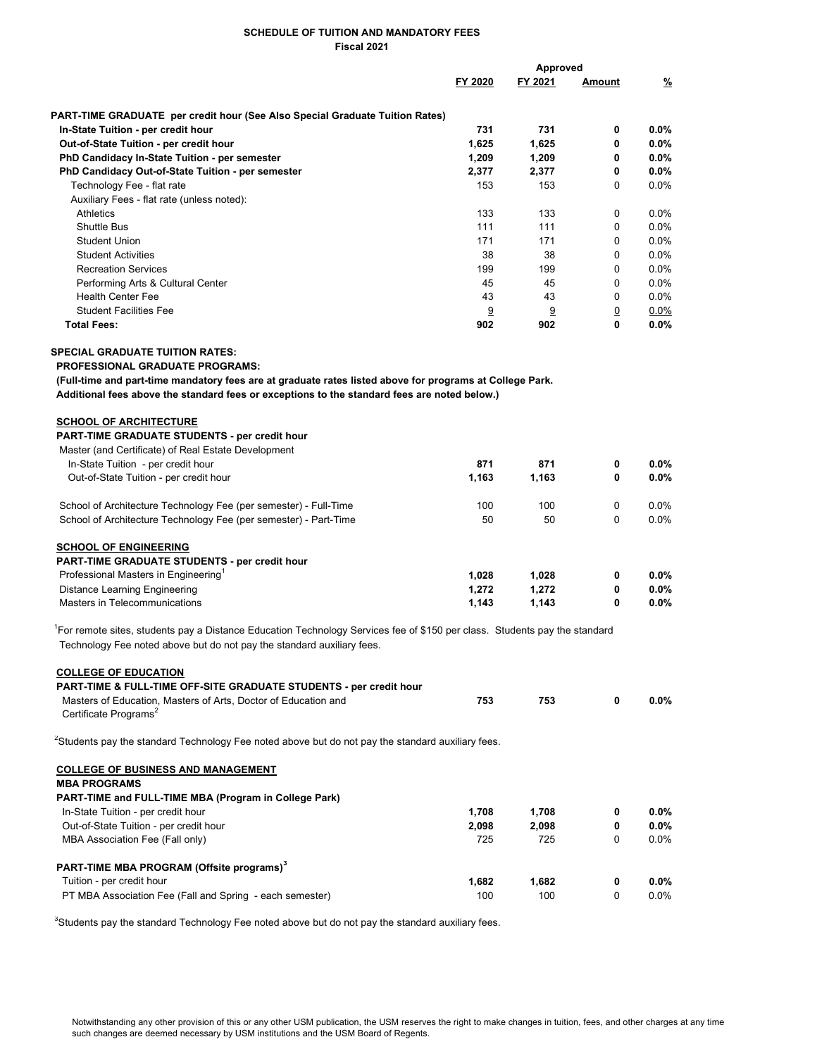**SCHEDULE OF TUITION AND MANDATORY FEES**
**Fiscal 2021**

| | FY 2020 | FY 2021 | Approved Amount | % |
|---|---|---|---|---|
| **PART-TIME GRADUATE per credit hour (See Also Special Graduate Tuition Rates)** | | | | |
| **In-State Tuition - per credit hour** | **731** | **731** | **0** | **0.0%** |
| **Out-of-State Tuition - per credit hour** | **1,625** | **1,625** | **0** | **0.0%** |
| **PhD Candidacy In-State Tuition - per semester** | **1,209** | **1,209** | **0** | **0.0%** |
| **PhD Candidacy Out-of-State Tuition - per semester** | **2,377** | **2,377** | **0** | **0.0%** |
| Technology Fee - flat rate | 153 | 153 | 0 | 0.0% |
| Auxiliary Fees - flat rate (unless noted): | | | | |
| Athletics | 133 | 133 | 0 | 0.0% |
| Shuttle Bus | 111 | 111 | 0 | 0.0% |
| Student Union | 171 | 171 | 0 | 0.0% |
| Student Activities | 38 | 38 | 0 | 0.0% |
| Recreation Services | 199 | 199 | 0 | 0.0% |
| Performing Arts & Cultural Center | 45 | 45 | 0 | 0.0% |
| Health Center Fee | 43 | 43 | 0 | 0.0% |
| Student Facilities Fee | 9 | 9 | 0 | 0.0% |
| **Total Fees:** | **902** | **902** | **0** | **0.0%** |

**SPECIAL GRADUATE TUITION RATES:**

**PROFESSIONAL GRADUATE PROGRAMS:**

**(Full-time and part-time mandatory fees are at graduate rates listed above for programs at College Park. Additional fees above the standard fees or exceptions to the standard fees are noted below.)**

| | FY 2020 | FY 2021 | Approved Amount | % |
|---|---|---|---|---|
| **SCHOOL OF ARCHITECTURE** | | | | |
| **PART-TIME GRADUATE STUDENTS - per credit hour** | | | | |
| Master (and Certificate) of Real Estate Development | | | | |
| In-State Tuition - per credit hour | **871** | **871** | **0** | **0.0%** |
| Out-of-State Tuition - per credit hour | **1,163** | **1,163** | **0** | **0.0%** |
| School of Architecture Technology Fee (per semester) - Full-Time | 100 | 100 | 0 | 0.0% |
| School of Architecture Technology Fee (per semester) - Part-Time | 50 | 50 | 0 | 0.0% |
| **SCHOOL OF ENGINEERING** | | | | |
| **PART-TIME GRADUATE STUDENTS - per credit hour** | | | | |
| Professional Masters in Engineering[1] | **1,028** | **1,028** | **0** | **0.0%** |
| Distance Learning Engineering | **1,272** | **1,272** | **0** | **0.0%** |
| Masters in Telecommunications | **1,143** | **1,143** | **0** | **0.0%** |

[1]For remote sites, students pay a Distance Education Technology Services fee of $150 per class. Students pay the standard Technology Fee noted above but do not pay the standard auxiliary fees.

| | FY 2020 | FY 2021 | Approved Amount | % |
|---|---|---|---|---|
| **COLLEGE OF EDUCATION** | | | | |
| **PART-TIME & FULL-TIME OFF-SITE GRADUATE STUDENTS - per credit hour** | | | | |
| Masters of Education, Masters of Arts, Doctor of Education and Certificate Programs[2] | **753** | **753** | **0** | **0.0%** |

[2]Students pay the standard Technology Fee noted above but do not pay the standard auxiliary fees.

| | FY 2020 | FY 2021 | Approved Amount | % |
|---|---|---|---|---|
| **COLLEGE OF BUSINESS AND MANAGEMENT** | | | | |
| **MBA PROGRAMS** | | | | |
| **PART-TIME and FULL-TIME MBA (Program in College Park)** | | | | |
| In-State Tuition - per credit hour | **1,708** | **1,708** | **0** | **0.0%** |
| Out-of-State Tuition - per credit hour | **2,098** | **2,098** | **0** | **0.0%** |
| MBA Association Fee (Fall only) | 725 | 725 | 0 | 0.0% |
| **PART-TIME MBA PROGRAM (Offsite programs)[3]** | | | | |
| Tuition - per credit hour | **1,682** | **1,682** | **0** | **0.0%** |
| PT MBA Association Fee (Fall and Spring - each semester) | 100 | 100 | 0 | 0.0% |

[3]Students pay the standard Technology Fee noted above but do not pay the standard auxiliary fees.

Notwithstanding any other provision of this or any other USM publication, the USM reserves the right to make changes in tuition, fees, and other charges at any time such changes are deemed necessary by USM institutions and the USM Board of Regents.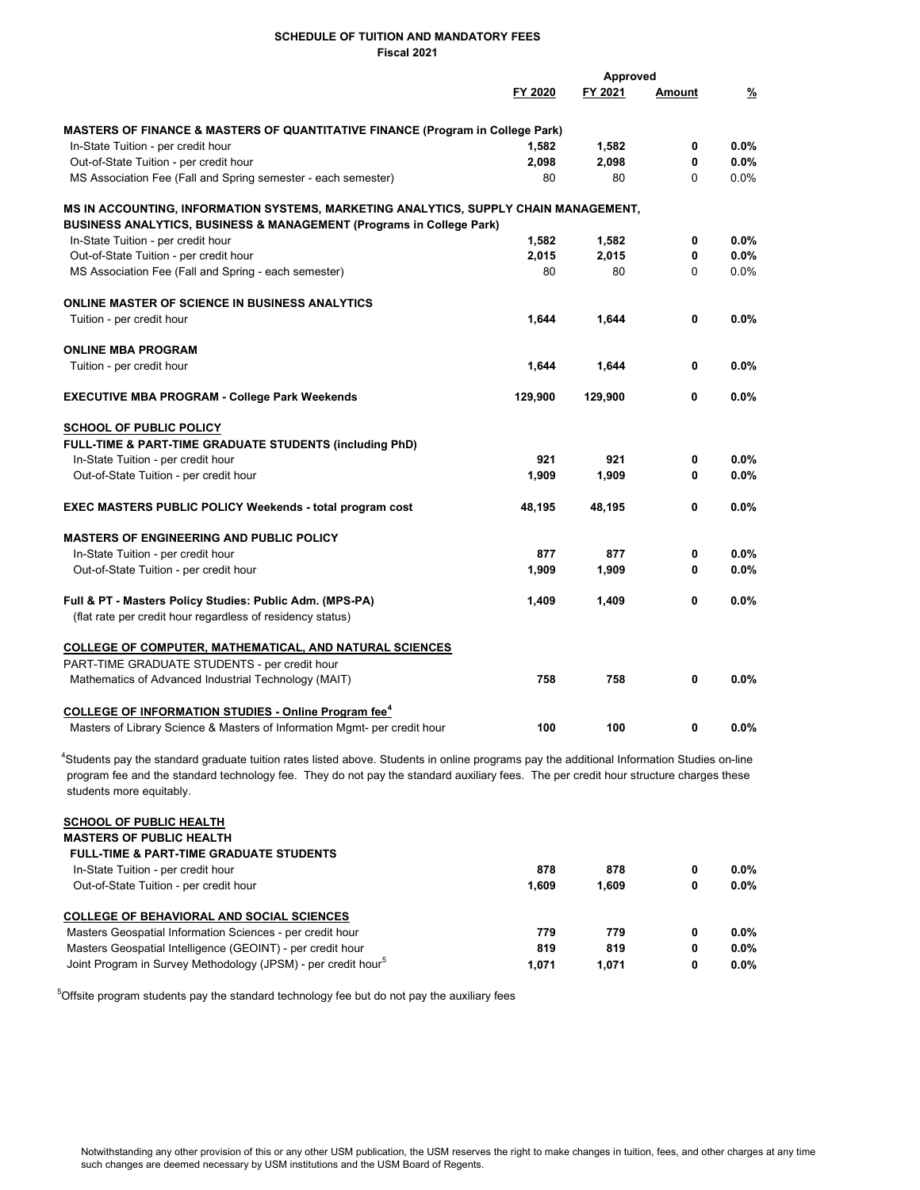**SCHEDULE OF TUITION AND MANDATORY FEES**
**Fiscal 2021**

| | FY 2020 | Approved FY 2021 | Amount | % |
|---|---|---|---|---|
| **MASTERS OF FINANCE & MASTERS OF QUANTITATIVE FINANCE (Program in College Park)** | | | | |
| In-State Tuition - per credit hour | **1,582** | **1,582** | **0** | **0.0%** |
| Out-of-State Tuition - per credit hour | **2,098** | **2,098** | **0** | **0.0%** |
| MS Association Fee (Fall and Spring semester - each semester) | 80 | 80 | 0 | 0.0% |
| **MS IN ACCOUNTING, INFORMATION SYSTEMS, MARKETING ANALYTICS, SUPPLY CHAIN MANAGEMENT, BUSINESS ANALYTICS, BUSINESS & MANAGEMENT (Programs in College Park)** | | | | |
| In-State Tuition - per credit hour | **1,582** | **1,582** | **0** | **0.0%** |
| Out-of-State Tuition - per credit hour | **2,015** | **2,015** | **0** | **0.0%** |
| MS Association Fee (Fall and Spring - each semester) | 80 | 80 | 0 | 0.0% |
| **ONLINE MASTER OF SCIENCE IN BUSINESS ANALYTICS** | | | | |
| Tuition - per credit hour | **1,644** | **1,644** | **0** | **0.0%** |
| **ONLINE MBA PROGRAM** | | | | |
| Tuition - per credit hour | **1,644** | **1,644** | **0** | **0.0%** |
| **EXECUTIVE MBA PROGRAM - College Park Weekends** | **129,900** | **129,900** | **0** | **0.0%** |
| **SCHOOL OF PUBLIC POLICY** | | | | |
| **FULL-TIME & PART-TIME GRADUATE STUDENTS (including PhD)** | | | | |
| In-State Tuition - per credit hour | **921** | **921** | **0** | **0.0%** |
| Out-of-State Tuition - per credit hour | **1,909** | **1,909** | **0** | **0.0%** |
| **EXEC MASTERS PUBLIC POLICY Weekends - total program cost** | **48,195** | **48,195** | **0** | **0.0%** |
| **MASTERS OF ENGINEERING AND PUBLIC POLICY** | | | | |
| In-State Tuition - per credit hour | **877** | **877** | **0** | **0.0%** |
| Out-of-State Tuition - per credit hour | **1,909** | **1,909** | **0** | **0.0%** |
| **Full & PT - Masters Policy Studies: Public Adm. (MPS-PA)** (flat rate per credit hour regardless of residency status) | **1,409** | **1,409** | **0** | **0.0%** |
| **COLLEGE OF COMPUTER, MATHEMATICAL, AND NATURAL SCIENCES** | | | | |
| PART-TIME GRADUATE STUDENTS - per credit hour | | | | |
| Mathematics of Advanced Industrial Technology (MAIT) | **758** | **758** | **0** | **0.0%** |
| **COLLEGE OF INFORMATION STUDIES - Online Program fee[4]** | | | | |
| Masters of Library Science & Masters of Information Mgmt- per credit hour | **100** | **100** | **0** | **0.0%** |

[4]Students pay the standard graduate tuition rates listed above. Students in online programs pay the additional Information Studies on-line program fee and the standard technology fee. They do not pay the standard auxiliary fees. The per credit hour structure charges these students more equitably.

| | FY 2020 | FY 2021 | Amount | % |
|---|---|---|---|---|
| **SCHOOL OF PUBLIC HEALTH** | | | | |
| **MASTERS OF PUBLIC HEALTH** | | | | |
| **FULL-TIME & PART-TIME GRADUATE STUDENTS** | | | | |
| In-State Tuition - per credit hour | **878** | **878** | **0** | **0.0%** |
| Out-of-State Tuition - per credit hour | **1,609** | **1,609** | **0** | **0.0%** |
| **COLLEGE OF BEHAVIORAL AND SOCIAL SCIENCES** | | | | |
| Masters Geospatial Information Sciences - per credit hour | **779** | **779** | **0** | **0.0%** |
| Masters Geospatial Intelligence (GEOINT) - per credit hour | **819** | **819** | **0** | **0.0%** |
| Joint Program in Survey Methodology (JPSM) - per credit hour[5] | **1,071** | **1,071** | **0** | **0.0%** |

[5]Offsite program students pay the standard technology fee but do not pay the auxiliary fees

Notwithstanding any other provision of this or any other USM publication, the USM reserves the right to make changes in tuition, fees, and other charges at any time such changes are deemed necessary by USM institutions and the USM Board of Regents.